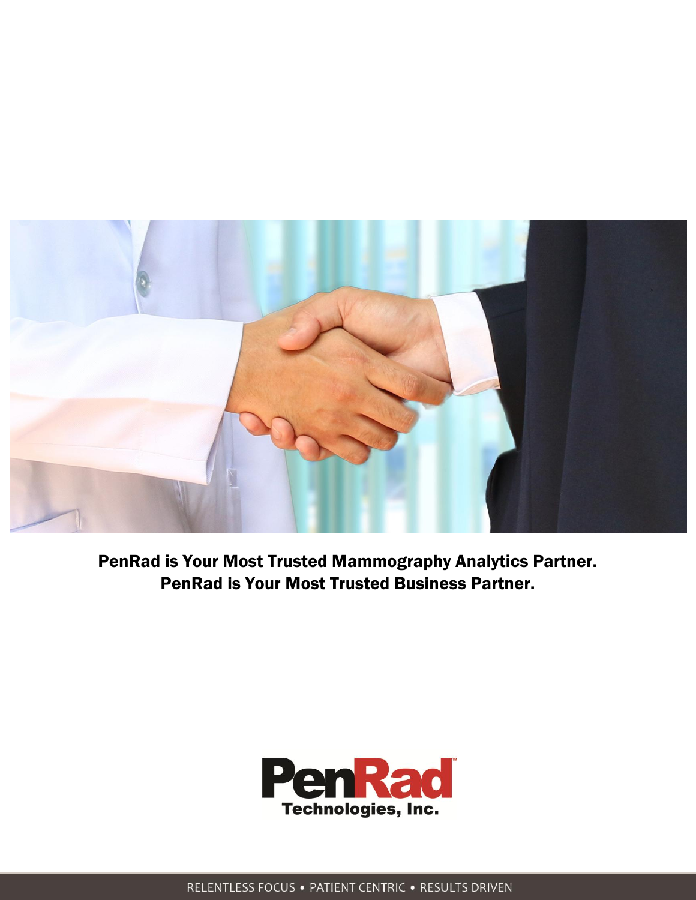**PenRad is Your Most Trusted Mammography Analytics Partner.**
**PenRad is Your Most Trusted Business Partner.**

PenRad™ Technologies, Inc.

RELENTLESS FOCUS • PATIENT CENTRIC • RESULTS DRIVEN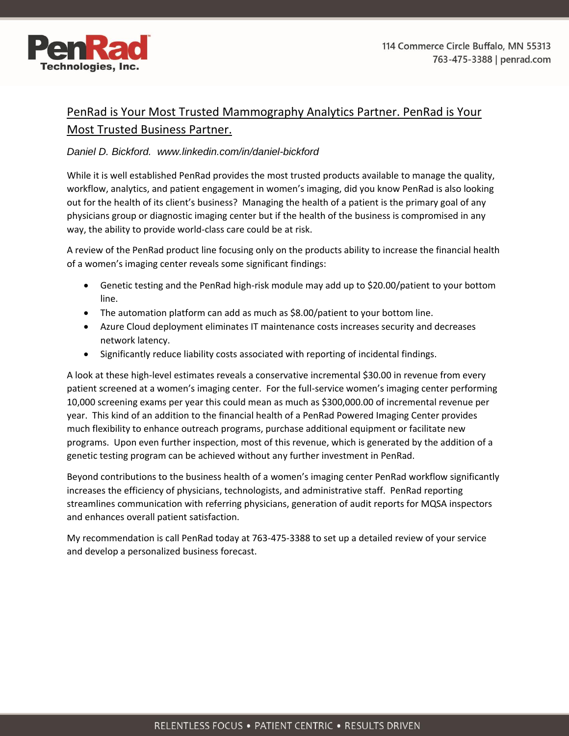# PenRad is Your Most Trusted Mammography Analytics Partner. PenRad is Your Most Trusted Business Partner.

*Daniel D. Bickford. www.linkedin.com/in/daniel-bickford*

While it is well established PenRad provides the most trusted products available to manage the quality, workflow, analytics, and patient engagement in women's imaging, did you know PenRad is also looking out for the health of its client's business? Managing the health of a patient is the primary goal of any physicians group or diagnostic imaging center but if the health of the business is compromised in any way, the ability to provide world-class care could be at risk.

A review of the PenRad product line focusing only on the products ability to increase the financial health of a women's imaging center reveals some significant findings:

- Genetic testing and the PenRad high-risk module may add up to $20.00/patient to your bottom line.
- The automation platform can add as much as $8.00/patient to your bottom line.
- Azure Cloud deployment eliminates IT maintenance costs increases security and decreases network latency.
- Significantly reduce liability costs associated with reporting of incidental findings.

A look at these high-level estimates reveals a conservative incremental $30.00 in revenue from every patient screened at a women's imaging center. For the full-service women's imaging center performing 10,000 screening exams per year this could mean as much as $300,000.00 of incremental revenue per year. This kind of an addition to the financial health of a PenRad Powered Imaging Center provides much flexibility to enhance outreach programs, purchase additional equipment or facilitate new programs. Upon even further inspection, most of this revenue, which is generated by the addition of a genetic testing program can be achieved without any further investment in PenRad.

Beyond contributions to the business health of a women's imaging center PenRad workflow significantly increases the efficiency of physicians, technologists, and administrative staff. PenRad reporting streamlines communication with referring physicians, generation of audit reports for MQSA inspectors and enhances overall patient satisfaction.

My recommendation is call PenRad today at 763-475-3388 to set up a detailed review of your service and develop a personalized business forecast.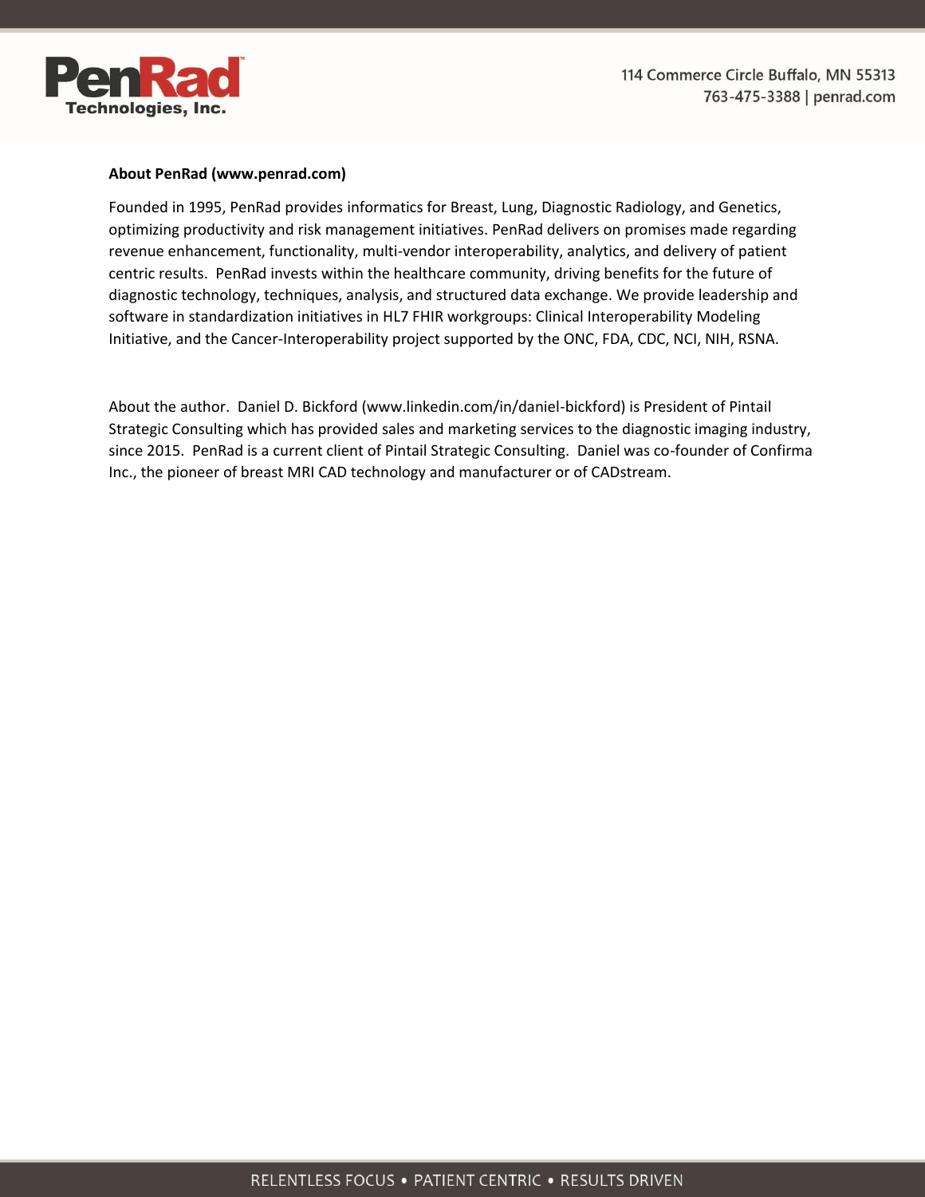**About PenRad (www.penrad.com)**

Founded in 1995, PenRad provides informatics for Breast, Lung, Diagnostic Radiology, and Genetics, optimizing productivity and risk management initiatives. PenRad delivers on promises made regarding revenue enhancement, functionality, multi-vendor interoperability, analytics, and delivery of patient centric results. PenRad invests within the healthcare community, driving benefits for the future of diagnostic technology, techniques, analysis, and structured data exchange. We provide leadership and software in standardization initiatives in HL7 FHIR workgroups: Clinical Interoperability Modeling Initiative, and the Cancer-Interoperability project supported by the ONC, FDA, CDC, NCI, NIH, RSNA.

About the author. Daniel D. Bickford (www.linkedin.com/in/daniel-bickford) is President of Pintail Strategic Consulting which has provided sales and marketing services to the diagnostic imaging industry, since 2015. PenRad is a current client of Pintail Strategic Consulting. Daniel was co-founder of Confirma Inc., the pioneer of breast MRI CAD technology and manufacturer or of CADstream.